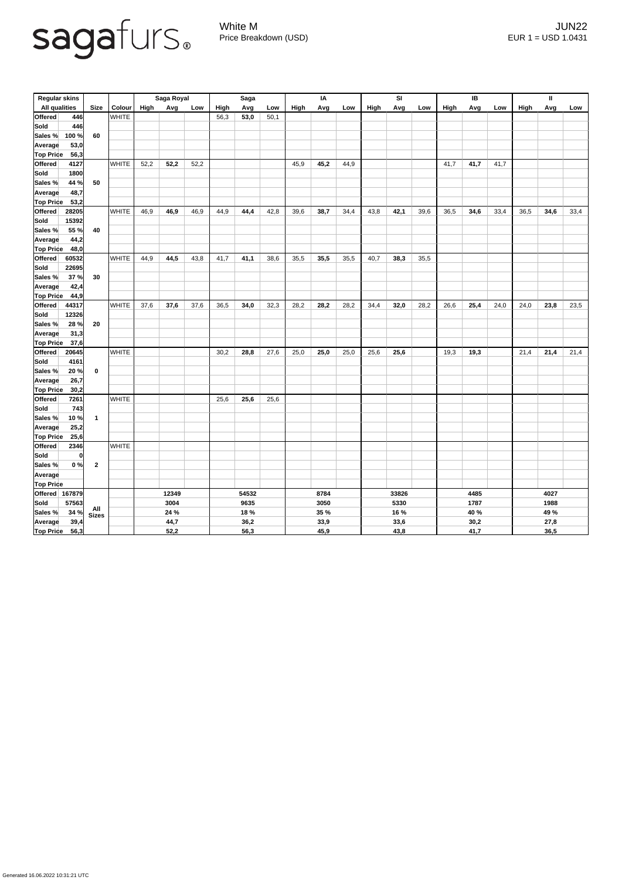sagafurs®

White M
Price Breakdown (USD)

JUN22
EUR 1 = USD 1.0431

| Regular skins | | | | Saga Royal | | | Saga | | | IA | | | SI | | | IB | | | II | | |
|---|---|---|---|---|---|---|---|---|---|---|---|---|---|---|---|---|---|---|---|---|---|
| All qualities | | Size | Colour | High | Avg | Low | High | Avg | Low | High | Avg | Low | High | Avg | Low | High | Avg | Low | High | Avg | Low |
| Offered | 446 | 60 | WHITE | | | | 56,3 | **53,0** | 50,1 | | | | | | | | | | | | |
| Sold | 446 | | | | | | | | | | | | | | | | | | | | |
| Sales % | 100 % | | | | | | | | | | | | | | | | | | | | |
| Average | 53,0 | | | | | | | | | | | | | | | | | | | | |
| Top Price | 56,3 | | | | | | | | | | | | | | | | | | | | |
| Offered | 4127 | 50 | WHITE | 52,2 | **52,2** | 52,2 | | | | 45,9 | **45,2** | 44,9 | | | | 41,7 | **41,7** | 41,7 | | | |
| Sold | 1800 | | | | | | | | | | | | | | | | | | | | |
| Sales % | 44 % | | | | | | | | | | | | | | | | | | | | |
| Average | 48,7 | | | | | | | | | | | | | | | | | | | | |
| Top Price | 53,2 | | | | | | | | | | | | | | | | | | | | |
| Offered | 28205 | 40 | WHITE | 46,9 | **46,9** | 46,9 | 44,9 | **44,4** | 42,8 | 39,6 | **38,7** | 34,4 | 43,8 | **42,1** | 39,6 | 36,5 | **34,6** | 33,4 | 36,5 | **34,6** | 33,4 |
| Sold | 15392 | | | | | | | | | | | | | | | | | | | | |
| Sales % | 55 % | | | | | | | | | | | | | | | | | | | | |
| Average | 44,2 | | | | | | | | | | | | | | | | | | | | |
| Top Price | 48,0 | | | | | | | | | | | | | | | | | | | | |
| Offered | 60532 | 30 | WHITE | 44,9 | **44,5** | 43,8 | 41,7 | **41,1** | 38,6 | 35,5 | **35,5** | 35,5 | 40,7 | **38,3** | 35,5 | | | | | | |
| Sold | 22695 | | | | | | | | | | | | | | | | | | | | |
| Sales % | 37 % | | | | | | | | | | | | | | | | | | | | |
| Average | 42,4 | | | | | | | | | | | | | | | | | | | | |
| Top Price | 44,9 | | | | | | | | | | | | | | | | | | | | |
| Offered | 44317 | 20 | WHITE | 37,6 | **37,6** | 37,6 | 36,5 | **34,0** | 32,3 | 28,2 | **28,2** | 28,2 | 34,4 | **32,0** | 28,2 | 26,6 | **25,4** | 24,0 | 24,0 | **23,8** | 23,5 |
| Sold | 12326 | | | | | | | | | | | | | | | | | | | | |
| Sales % | 28 % | | | | | | | | | | | | | | | | | | | | |
| Average | 31,3 | | | | | | | | | | | | | | | | | | | | |
| Top Price | 37,6 | | | | | | | | | | | | | | | | | | | | |
| Offered | 20645 | 0 | WHITE | | | | 30,2 | **28,8** | 27,6 | 25,0 | **25,0** | 25,0 | 25,6 | **25,6** | | 19,3 | **19,3** | | 21,4 | **21,4** | 21,4 |
| Sold | 4161 | | | | | | | | | | | | | | | | | | | | |
| Sales % | 20 % | | | | | | | | | | | | | | | | | | | | |
| Average | 26,7 | | | | | | | | | | | | | | | | | | | | |
| Top Price | 30,2 | | | | | | | | | | | | | | | | | | | | |
| Offered | 7261 | 1 | WHITE | | | | 25,6 | **25,6** | 25,6 | | | | | | | | | | | | |
| Sold | 743 | | | | | | | | | | | | | | | | | | | | |
| Sales % | 10 % | | | | | | | | | | | | | | | | | | | | |
| Average | 25,2 | | | | | | | | | | | | | | | | | | | | |
| Top Price | 25,6 | | | | | | | | | | | | | | | | | | | | |
| Offered | 2346 | 2 | WHITE | | | | | | | | | | | | | | | | | | |
| Sold | 0 | | | | | | | | | | | | | | | | | | | | |
| Sales % | 0 % | | | | | | | | | | | | | | | | | | | | |
| Average | | | | | | | | | | | | | | | | | | | | | |
| Top Price | | | | | | | | | | | | | | | | | | | | | |
| Offered | 167879 | All Sizes | | | 12349 | | | 54532 | | | 8784 | | | 33826 | | | 4485 | | | 4027 | |
| Sold | 57563 | | | | 3004 | | | 9635 | | | 3050 | | | 5330 | | | 1787 | | | 1988 | |
| Sales % | 34 % | | | | 24 % | | | 18 % | | | 35 % | | | 16 % | | | 40 % | | | 49 % | |
| Average | 39,4 | | | | 44,7 | | | 36,2 | | | 33,9 | | | 33,6 | | | 30,2 | | | 27,8 | |
| Top Price | 56,3 | | | | 52,2 | | | 56,3 | | | 45,9 | | | 43,8 | | | 41,7 | | | 36,5 | |

Generated 16.06.2022 10:31:21 UTC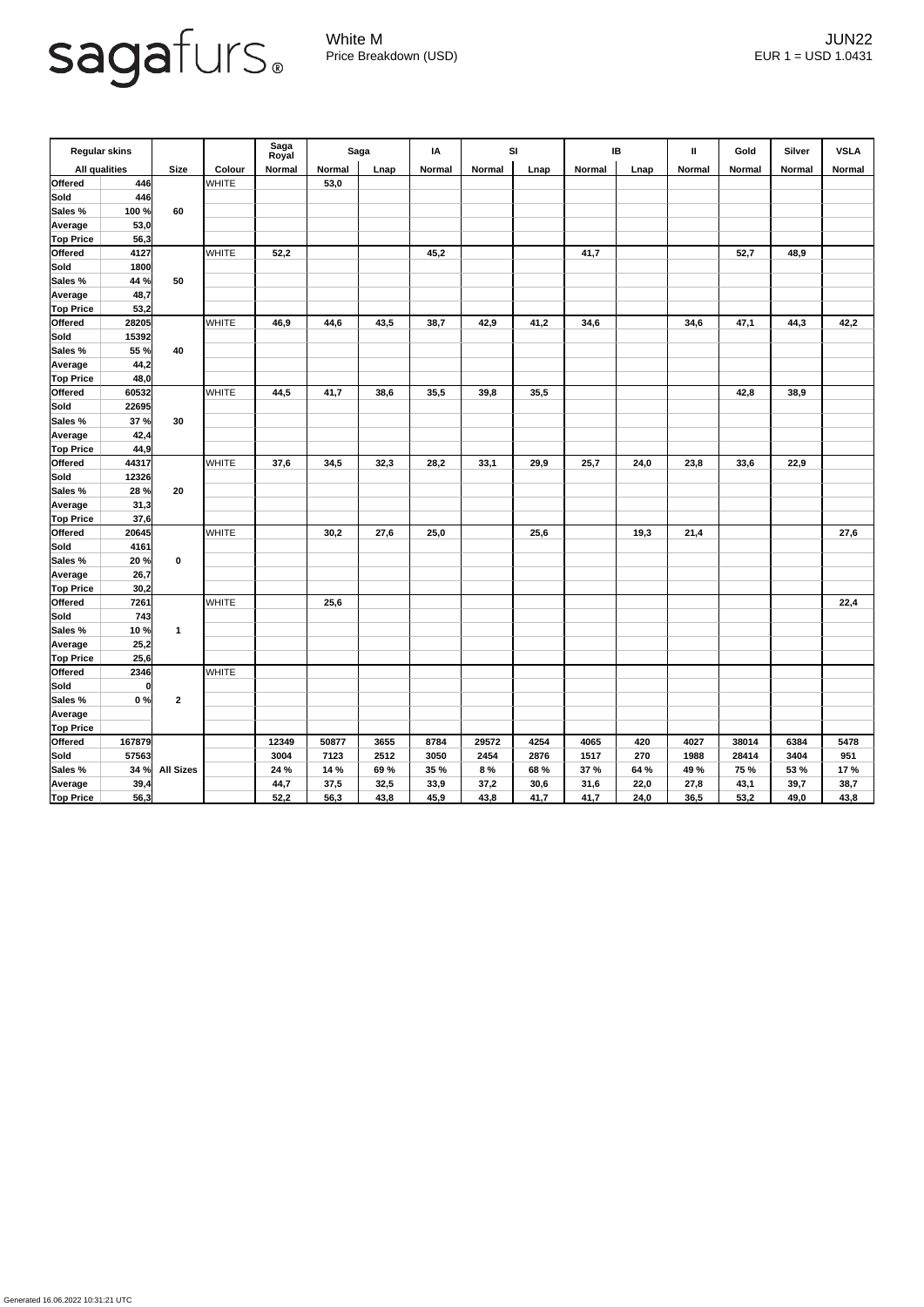sagafurs®

White M
Price Breakdown (USD)

JUN22
EUR 1 = USD 1.0431

| Regular skins | | | | Saga Royal | Saga | | IA | SI | | IB | | II | Gold | Silver | VSLA |
|---|---|---|---|---|---|---|---|---|---|---|---|---|---|---|---|
| All qualities | | Size | Colour | Normal | Normal | Lnap | Normal | Normal | Lnap | Normal | Lnap | Normal | Normal | Normal | Normal |
| Offered | 446 | 60 | WHITE | | 53,0 | | | | | | | | | | |
| Sold | 446 | | | | | | | | | | | | | | |
| Sales % | 100 % | | | | | | | | | | | | | | |
| Average | 53,0 | | | | | | | | | | | | | | |
| Top Price | 56,3 | | | | | | | | | | | | | | |
| Offered | 4127 | 50 | WHITE | 52,2 | | | 45,2 | | | 41,7 | | | 52,7 | 48,9 | |
| Sold | 1800 | | | | | | | | | | | | | | |
| Sales % | 44 % | | | | | | | | | | | | | | |
| Average | 48,7 | | | | | | | | | | | | | | |
| Top Price | 53,2 | | | | | | | | | | | | | | |
| Offered | 28205 | 40 | WHITE | 46,9 | 44,6 | 43,5 | 38,7 | 42,9 | 41,2 | 34,6 | | 34,6 | 47,1 | 44,3 | 42,2 |
| Sold | 15392 | | | | | | | | | | | | | | |
| Sales % | 55 % | | | | | | | | | | | | | | |
| Average | 44,2 | | | | | | | | | | | | | | |
| Top Price | 48,0 | | | | | | | | | | | | | | |
| Offered | 60532 | 30 | WHITE | 44,5 | 41,7 | 38,6 | 35,5 | 39,8 | 35,5 | | | | 42,8 | 38,9 | |
| Sold | 22695 | | | | | | | | | | | | | | |
| Sales % | 37 % | | | | | | | | | | | | | | |
| Average | 42,4 | | | | | | | | | | | | | | |
| Top Price | 44,9 | | | | | | | | | | | | | | |
| Offered | 44317 | 20 | WHITE | 37,6 | 34,5 | 32,3 | 28,2 | 33,1 | 29,9 | 25,7 | 24,0 | 23,8 | 33,6 | 22,9 | |
| Sold | 12326 | | | | | | | | | | | | | | |
| Sales % | 28 % | | | | | | | | | | | | | | |
| Average | 31,3 | | | | | | | | | | | | | | |
| Top Price | 37,6 | | | | | | | | | | | | | | |
| Offered | 20645 | 0 | WHITE | | 30,2 | 27,6 | 25,0 | | 25,6 | | 19,3 | 21,4 | | | 27,6 |
| Sold | 4161 | | | | | | | | | | | | | | |
| Sales % | 20 % | | | | | | | | | | | | | | |
| Average | 26,7 | | | | | | | | | | | | | | |
| Top Price | 30,2 | | | | | | | | | | | | | | |
| Offered | 7261 | 1 | WHITE | | 25,6 | | | | | | | | | | 22,4 |
| Sold | 743 | | | | | | | | | | | | | | |
| Sales % | 10 % | | | | | | | | | | | | | | |
| Average | 25,2 | | | | | | | | | | | | | | |
| Top Price | 25,6 | | | | | | | | | | | | | | |
| Offered | 2346 | 2 | WHITE | | | | | | | | | | | | |
| Sold | 0 | | | | | | | | | | | | | | |
| Sales % | 0 % | | | | | | | | | | | | | | |
| Average | | | | | | | | | | | | | | | |
| Top Price | | | | | | | | | | | | | | | |
| Offered | 167879 | All Sizes | | 12349 | 50877 | 3655 | 8784 | 29572 | 4254 | 4065 | 420 | 4027 | 38014 | 6384 | 5478 |
| Sold | 57563 | | | 3004 | 7123 | 2512 | 3050 | 2454 | 2876 | 1517 | 270 | 1988 | 28414 | 3404 | 951 |
| Sales % | 34 % | | | 24 % | 14 % | 69 % | 35 % | 8 % | 68 % | 37 % | 64 % | 49 % | 75 % | 53 % | 17 % |
| Average | 39,4 | | | 44,7 | 37,5 | 32,5 | 33,9 | 37,2 | 30,6 | 31,6 | 22,0 | 27,8 | 43,1 | 39,7 | 38,7 |
| Top Price | 56,3 | | | 52,2 | 56,3 | 43,8 | 45,9 | 43,8 | 41,7 | 41,7 | 24,0 | 36,5 | 53,2 | 49,0 | 43,8 |

Generated 16.06.2022 10:31:21 UTC